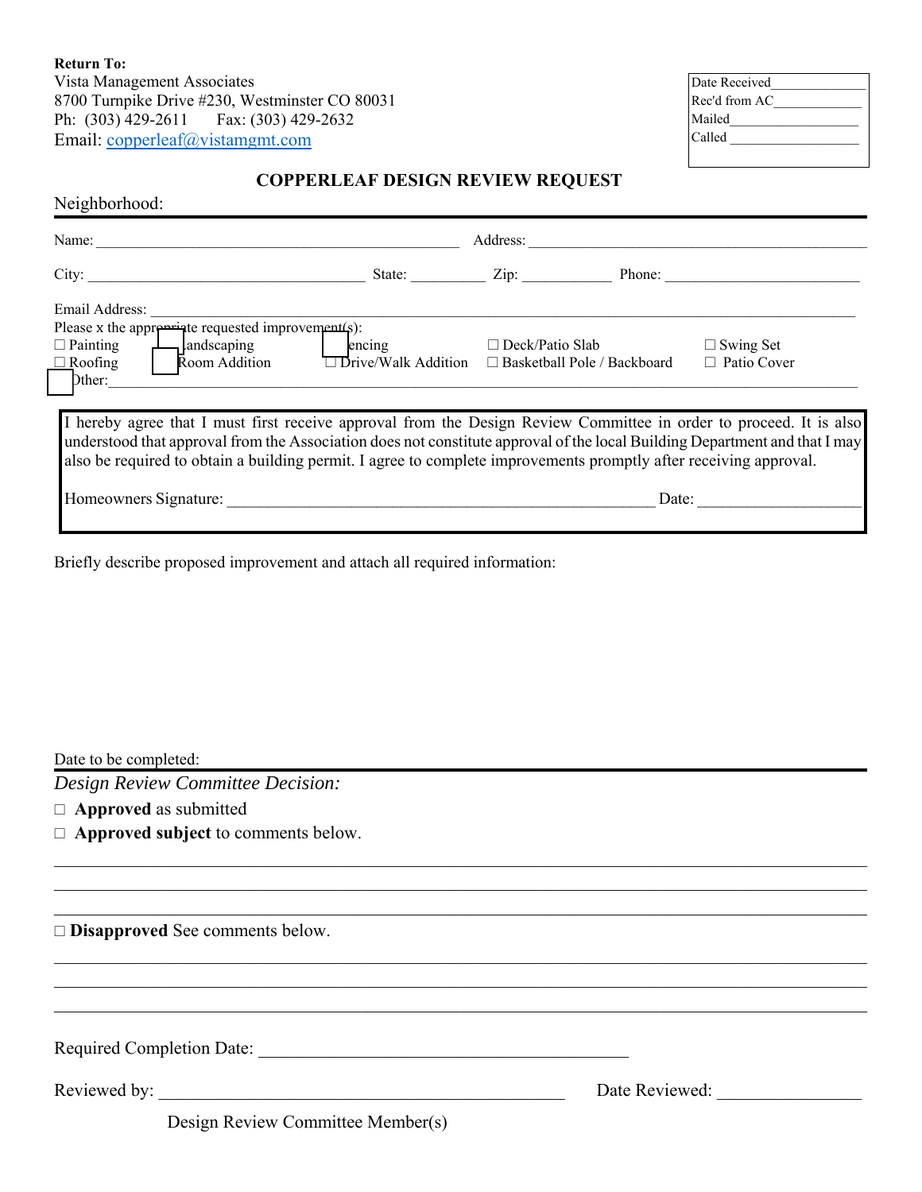**Return To:**
Vista Management Associates
8700 Turnpike Drive #230, Westminster CO 80031
Ph: (303) 429-2611 Fax: (303) 429-2632
Email: copperleaf@vistamgmt.com

| |
|---|
| Date Received_____________ |
| Rec'd from AC____________ |
| Mailed_________________ |
| Called _________________ |

## COPPERLEAF DESIGN REVIEW REQUEST

Neighborhood:

Name: ______________________________________________ Address: __________________________________________

City: __________________________________ State: _________ Zip: ___________ Phone: ________________________

Email Address: _____________________________________________________________________________________

Please x the appropriate requested improvement(s):

☐ Painting ☐ Landscaping ☐ Fencing ☐ Deck/Patio Slab ☐ Swing Set
☐ Roofing ☐ Room Addition ☐ Drive/Walk Addition ☐ Basketball Pole / Backboard ☐ Patio Cover
☐ Other: _____________________________________________________________________________________

I hereby agree that I must first receive approval from the Design Review Committee in order to proceed. It is also understood that approval from the Association does not constitute approval of the local Building Department and that I may also be required to obtain a building permit. I agree to complete improvements promptly after receiving approval.

Homeowners Signature: ___________________________________________________ Date: ___________________

Briefly describe proposed improvement and attach all required information:

Date to be completed:

*Design Review Committee Decision:*

☐ **Approved** as submitted
☐ **Approved subject** to comments below.

_____________________________________________________________________________________
_____________________________________________________________________________________
_____________________________________________________________________________________

☐ **Disapproved** See comments below.

_____________________________________________________________________________________
_____________________________________________________________________________________
_____________________________________________________________________________________

Required Completion Date: __________________________________________

Reviewed by: ______________________________________________ Date Reviewed: ________________

Design Review Committee Member(s)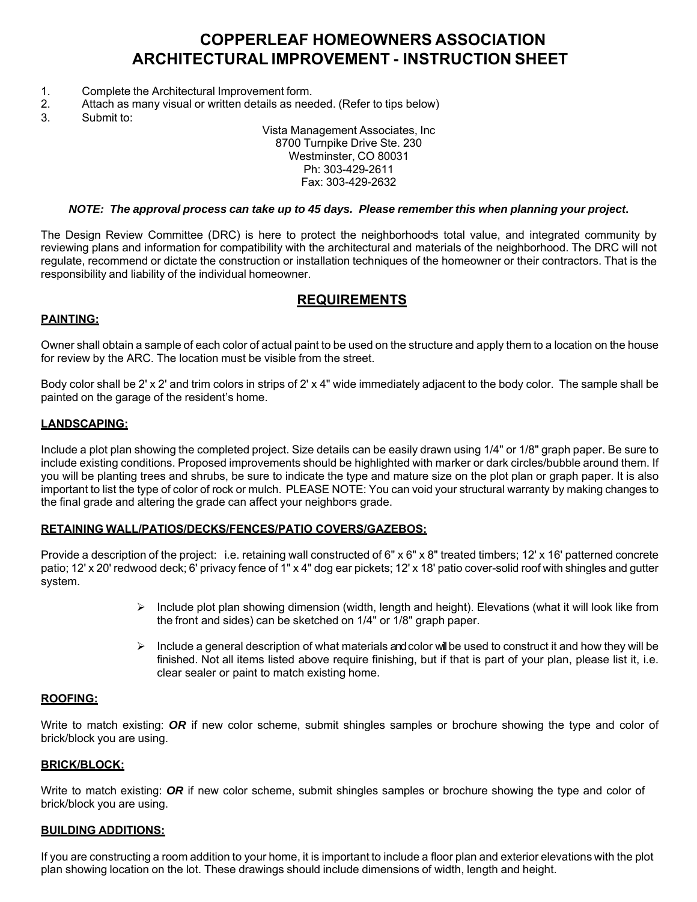# COPPERLEAF HOMEOWNERS ASSOCIATION
# ARCHITECTURAL IMPROVEMENT - INSTRUCTION SHEET

1. Complete the Architectural Improvement form.
2. Attach as many visual or written details as needed. (Refer to tips below)
3. Submit to:

Vista Management Associates, Inc
8700 Turnpike Drive Ste. 230
Westminster, CO 80031
Ph: 303-429-2611
Fax: 303-429-2632

***NOTE: The approval process can take up to 45 days. Please remember this when planning your project*.**

The Design Review Committee (DRC) is here to protect the neighborhood=s total value, and integrated community by reviewing plans and information for compatibility with the architectural and materials of the neighborhood. The DRC will not regulate, recommend or dictate the construction or installation techniques of the homeowner or their contractors. That is the responsibility and liability of the individual homeowner.

## REQUIREMENTS

**PAINTING:**

Owner shall obtain a sample of each color of actual paint to be used on the structure and apply them to a location on the house for review by the ARC. The location must be visible from the street.

Body color shall be 2' x 2' and trim colors in strips of 2' x 4" wide immediately adjacent to the body color. The sample shall be painted on the garage of the resident's home.

**LANDSCAPING:**

Include a plot plan showing the completed project. Size details can be easily drawn using 1/4" or 1/8" graph paper. Be sure to include existing conditions. Proposed improvements should be highlighted with marker or dark circles/bubble around them. If you will be planting trees and shrubs, be sure to indicate the type and mature size on the plot plan or graph paper. It is also important to list the type of color of rock or mulch. PLEASE NOTE: You can void your structural warranty by making changes to the final grade and altering the grade can affect your neighbor=s grade.

**RETAINING WALL/PATIOS/DECKS/FENCES/PATIO COVERS/GAZEBOS:**

Provide a description of the project: i.e. retaining wall constructed of 6" x 6" x 8" treated timbers; 12' x 16' patterned concrete patio; 12' x 20' redwood deck; 6' privacy fence of 1" x 4" dog ear pickets; 12' x 18' patio cover-solid roof with shingles and gutter system.

- Include plot plan showing dimension (width, length and height). Elevations (what it will look like from the front and sides) can be sketched on 1/4" or 1/8" graph paper.
- Include a general description of what materials and color will be used to construct it and how they will be finished. Not all items listed above require finishing, but if that is part of your plan, please list it, i.e. clear sealer or paint to match existing home.

**ROOFING:**

Write to match existing: ***OR*** if new color scheme, submit shingles samples or brochure showing the type and color of brick/block you are using.

**BRICK/BLOCK:**

Write to match existing: ***OR*** if new color scheme, submit shingles samples or brochure showing the type and color of brick/block you are using.

**BUILDING ADDITIONS:**

If you are constructing a room addition to your home, it is important to include a floor plan and exterior elevations with the plot plan showing location on the lot. These drawings should include dimensions of width, length and height.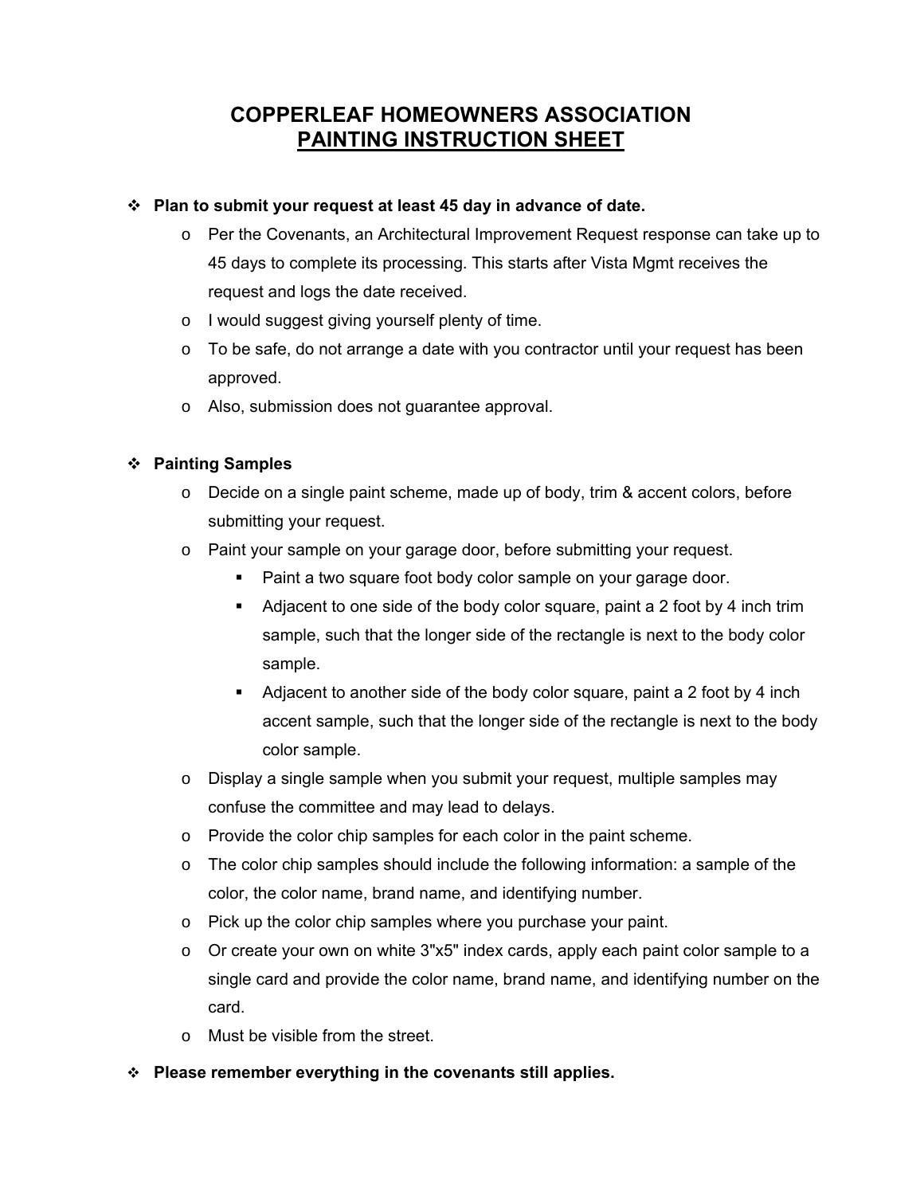# COPPERLEAF HOMEOWNERS ASSOCIATION
## <u>PAINTING INSTRUCTION SHEET</u>

- **Plan to submit your request at least 45 day in advance of date.**
  - Per the Covenants, an Architectural Improvement Request response can take up to 45 days to complete its processing. This starts after Vista Mgmt receives the request and logs the date received.
  - I would suggest giving yourself plenty of time.
  - To be safe, do not arrange a date with you contractor until your request has been approved.
  - Also, submission does not guarantee approval.

- **Painting Samples**
  - Decide on a single paint scheme, made up of body, trim & accent colors, before submitting your request.
  - Paint your sample on your garage door, before submitting your request.
    - Paint a two square foot body color sample on your garage door.
    - Adjacent to one side of the body color square, paint a 2 foot by 4 inch trim sample, such that the longer side of the rectangle is next to the body color sample.
    - Adjacent to another side of the body color square, paint a 2 foot by 4 inch accent sample, such that the longer side of the rectangle is next to the body color sample.
  - Display a single sample when you submit your request, multiple samples may confuse the committee and may lead to delays.
  - Provide the color chip samples for each color in the paint scheme.
  - The color chip samples should include the following information: a sample of the color, the color name, brand name, and identifying number.
  - Pick up the color chip samples where you purchase your paint.
  - Or create your own on white 3"x5" index cards, apply each paint color sample to a single card and provide the color name, brand name, and identifying number on the card.
  - Must be visible from the street.

- **Please remember everything in the covenants still applies.**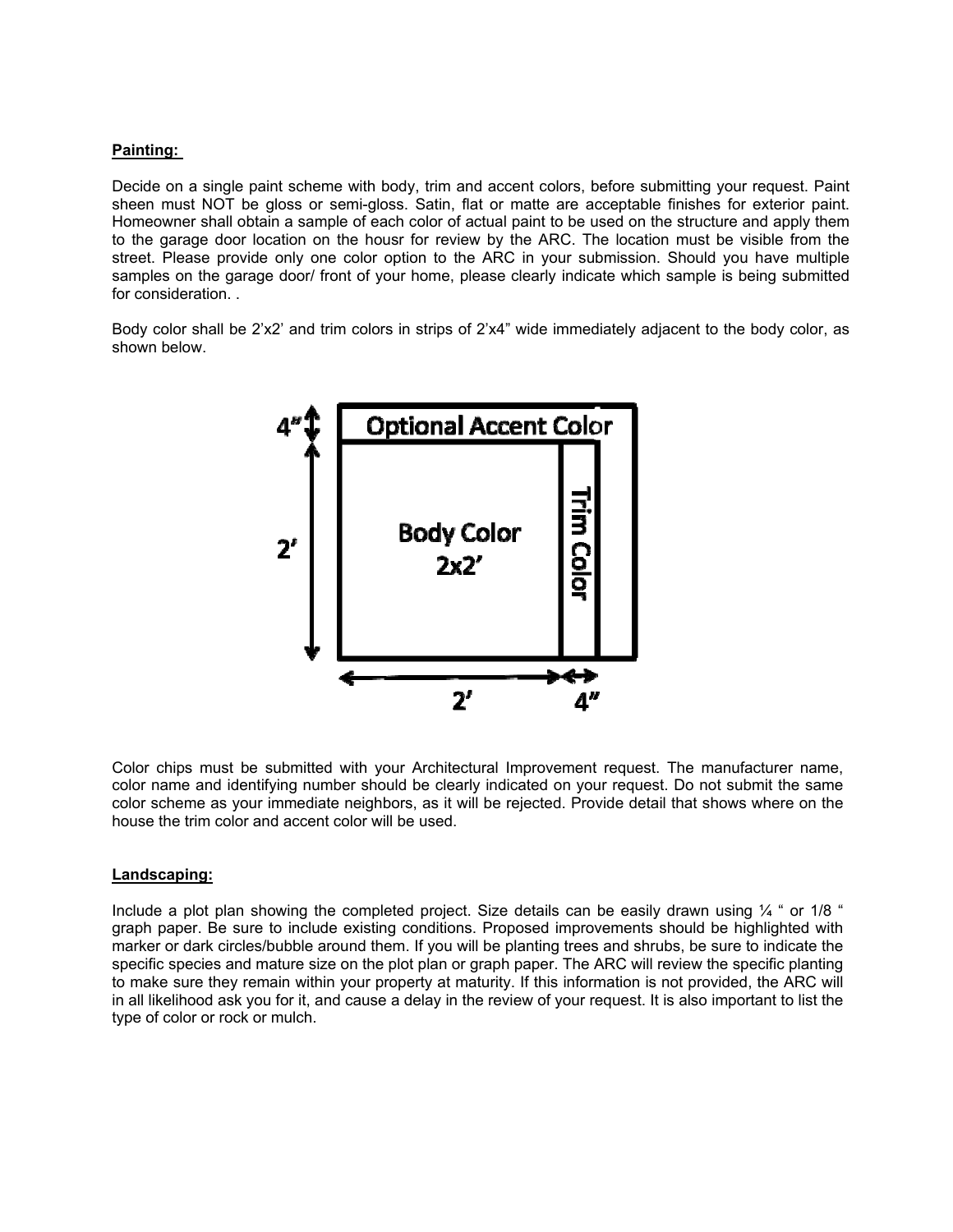**Painting:**

Decide on a single paint scheme with body, trim and accent colors, before submitting your request. Paint sheen must NOT be gloss or semi-gloss. Satin, flat or matte are acceptable finishes for exterior paint. Homeowner shall obtain a sample of each color of actual paint to be used on the structure and apply them to the garage door location on the housr for review by the ARC. The location must be visible from the street. Please provide only one color option to the ARC in your submission. Should you have multiple samples on the garage door/ front of your home, please clearly indicate which sample is being submitted for consideration. .

Body color shall be 2'x2' and trim colors in strips of 2'x4" wide immediately adjacent to the body color, as shown below.

4"

Optional Accent Color

2'

Body Color
2x2'

Trim Color

2'

4"

Color chips must be submitted with your Architectural Improvement request. The manufacturer name, color name and identifying number should be clearly indicated on your request. Do not submit the same color scheme as your immediate neighbors, as it will be rejected. Provide detail that shows where on the house the trim color and accent color will be used.

**Landscaping:**

Include a plot plan showing the completed project. Size details can be easily drawn using ¼ " or 1/8 " graph paper. Be sure to include existing conditions. Proposed improvements should be highlighted with marker or dark circles/bubble around them. If you will be planting trees and shrubs, be sure to indicate the specific species and mature size on the plot plan or graph paper. The ARC will review the specific planting to make sure they remain within your property at maturity. If this information is not provided, the ARC will in all likelihood ask you for it, and cause a delay in the review of your request. It is also important to list the type of color or rock or mulch.